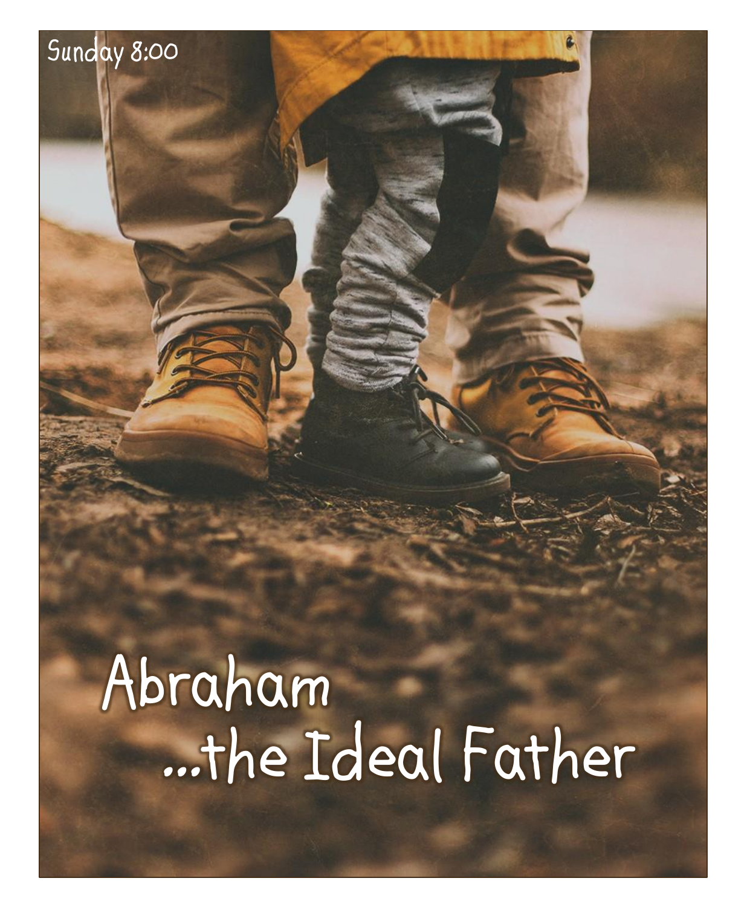Sunday 8:00

# Abraham ...the Ideal Father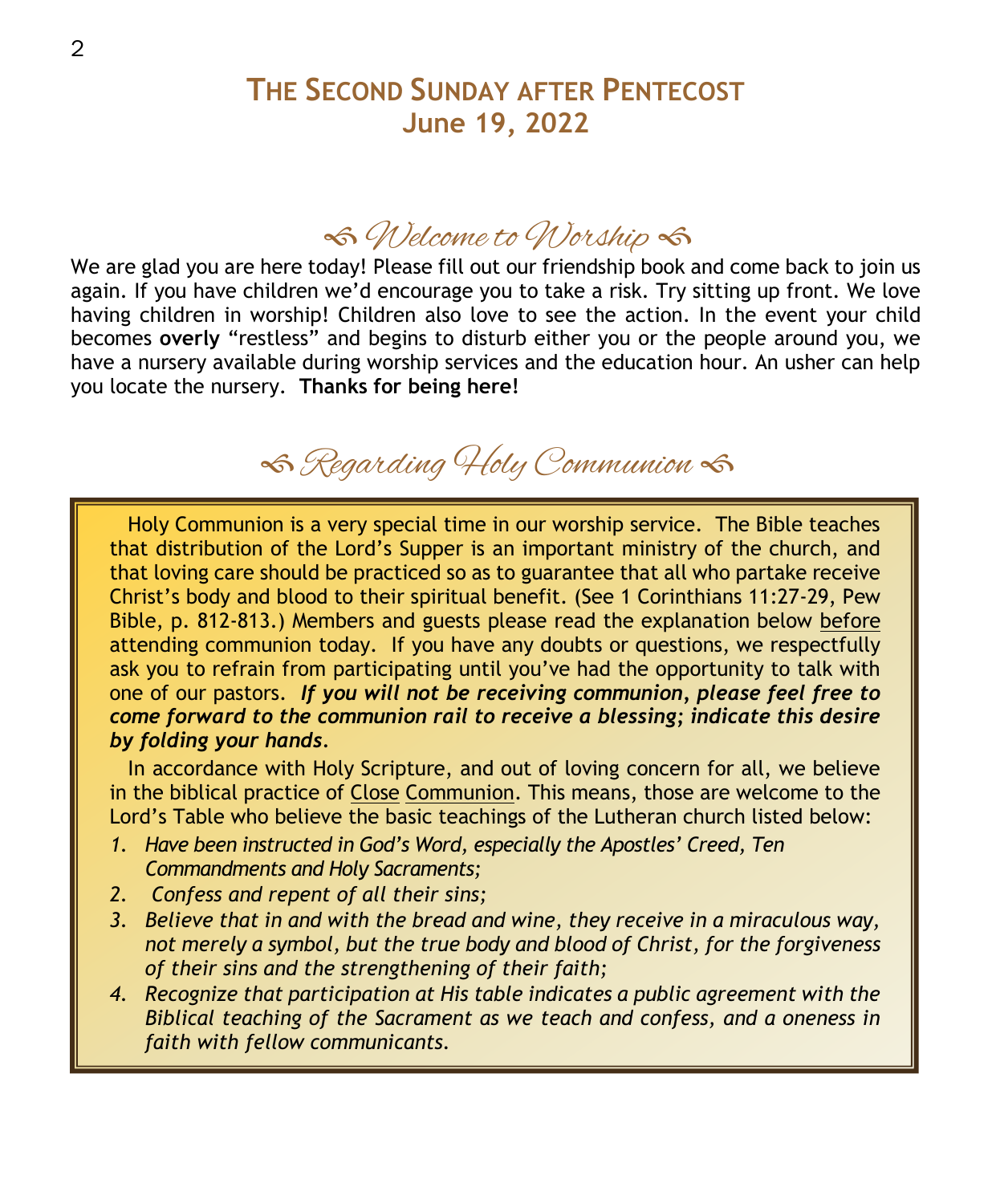# THE SECOND SUNDAY AFTER PENTECOST
## June 19, 2022

## ꧁ Welcome to Worship ꧁

We are glad you are here today! Please fill out our friendship book and come back to join us again. If you have children we'd encourage you to take a risk. Try sitting up front. We love having children in worship! Children also love to see the action. In the event your child becomes **overly** "restless" and begins to disturb either you or the people around you, we have a nursery available during worship services and the education hour. An usher can help you locate the nursery. **Thanks for being here!**

## ꧁ Regarding Holy Communion ꧁

Holy Communion is a very special time in our worship service. The Bible teaches that distribution of the Lord's Supper is an important ministry of the church, and that loving care should be practiced so as to guarantee that all who partake receive Christ's body and blood to their spiritual benefit. (See 1 Corinthians 11:27-29, Pew Bible, p. 812-813.) Members and guests please read the explanation below <u>before</u> attending communion today. If you have any doubts or questions, we respectfully ask you to refrain from participating until you've had the opportunity to talk with one of our pastors. ***If you will not be receiving communion, please feel free to come forward to the communion rail to receive a blessing; indicate this desire by folding your hands.***

In accordance with Holy Scripture, and out of loving concern for all, we believe in the biblical practice of <u>Close</u> <u>Communion</u>. This means, those are welcome to the Lord's Table who believe the basic teachings of the Lutheran church listed below:

1. *Have been instructed in God's Word, especially the Apostles' Creed, Ten Commandments and Holy Sacraments;*
2. *Confess and repent of all their sins;*
3. *Believe that in and with the bread and wine, they receive in a miraculous way, not merely a symbol, but the true body and blood of Christ, for the forgiveness of their sins and the strengthening of their faith;*
4. *Recognize that participation at His table indicates a public agreement with the Biblical teaching of the Sacrament as we teach and confess, and a oneness in faith with fellow communicants.*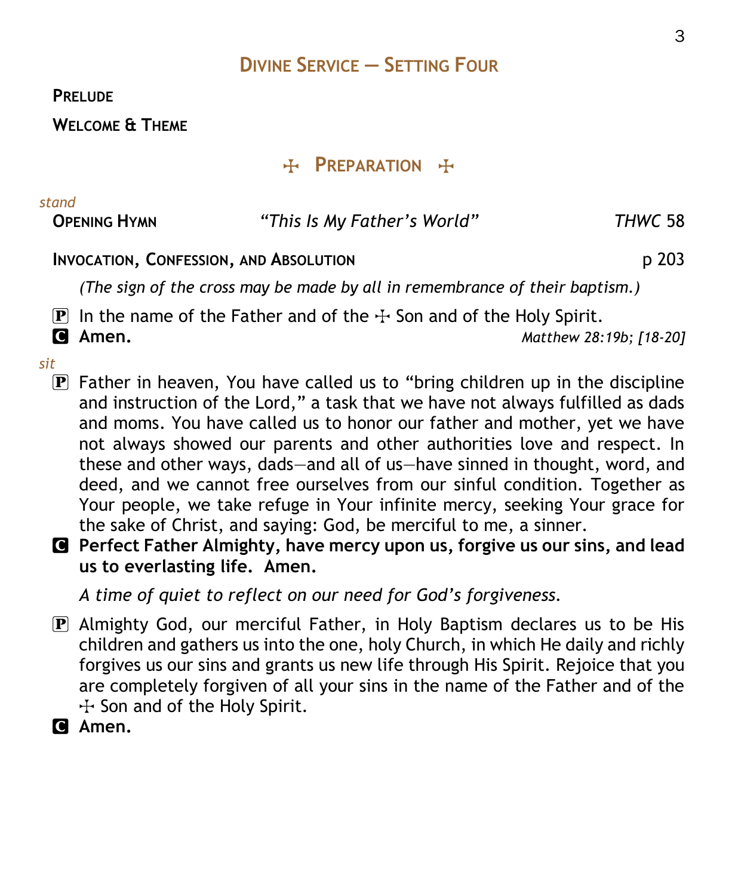# Divine Service — Setting Four

**Prelude**

**Welcome & Theme**

## ☩ Preparation ☩

*stand*

**Opening Hymn** *"This Is My Father's World"* *THWC* 58

**Invocation, Confession, and Absolution** p 203

*(The sign of the cross may be made by all in remembrance of their baptism.)*

P In the name of the Father and of the ☩ Son and of the Holy Spirit.

C **Amen.** *Matthew 28:19b; [18-20]*

*sit*

P Father in heaven, You have called us to "bring children up in the discipline and instruction of the Lord," a task that we have not always fulfilled as dads and moms. You have called us to honor our father and mother, yet we have not always showed our parents and other authorities love and respect. In these and other ways, dads—and all of us—have sinned in thought, word, and deed, and we cannot free ourselves from our sinful condition. Together as Your people, we take refuge in Your infinite mercy, seeking Your grace for the sake of Christ, and saying: God, be merciful to me, a sinner.

C **Perfect Father Almighty, have mercy upon us, forgive us our sins, and lead us to everlasting life. Amen.**

*A time of quiet to reflect on our need for God's forgiveness.*

P Almighty God, our merciful Father, in Holy Baptism declares us to be His children and gathers us into the one, holy Church, in which He daily and richly forgives us our sins and grants us new life through His Spirit. Rejoice that you are completely forgiven of all your sins in the name of the Father and of the ☩ Son and of the Holy Spirit.

C **Amen.**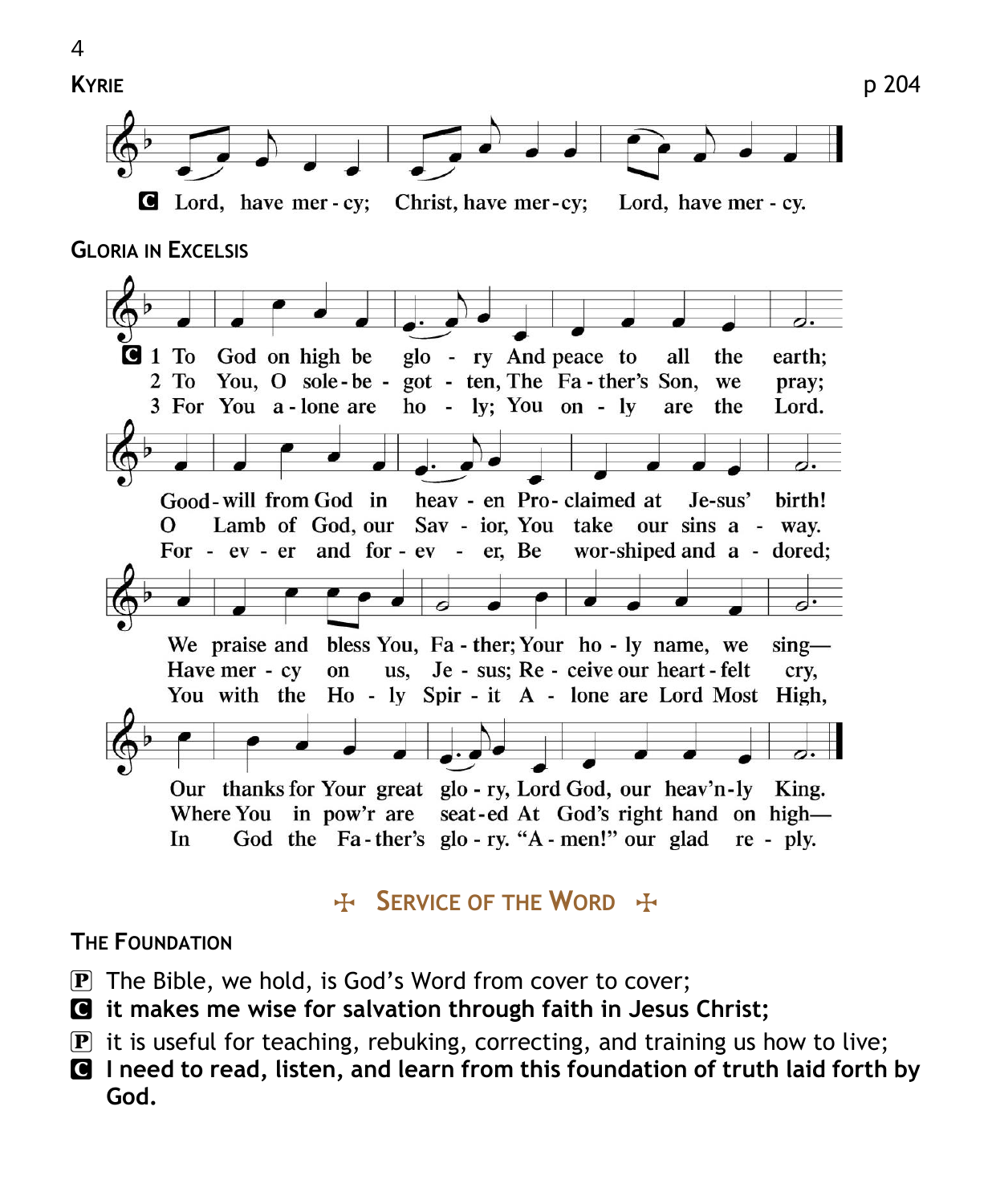## KYRIE

p 204

**C** Lord, have mer - cy; Christ, have mer - cy; Lord, have mer - cy.

## GLORIA IN EXCELSIS

**C** 1 To God on high be glo - ry And peace to all the earth;
Good - will from God in heav - en Pro - claimed at Je - sus' birth!
We praise and bless You, Fa - ther; Your ho - ly name, we sing—
Our thanks for Your great glo - ry, Lord God, our heav'n - ly King.

2 To You, O sole - be - got - ten, The Fa - ther's Son, we pray;
O Lamb of God, our Sav - ior, You take our sins a - way.
Have mer - cy on us, Je - sus; Re - ceive our heart - felt cry,
Where You in pow'r are seat - ed At God's right hand on high—

3 For You a - lone are ho - ly; You on - ly are the Lord.
For - ev - er and for - ev - er, Be wor - shiped and a - dored;
You with the Ho - ly Spir - it A - lone are Lord Most High,
In God the Fa - ther's glo - ry. "A - men!" our glad re - ply.

## ✠ SERVICE OF THE WORD ✠

### THE FOUNDATION

**P** The Bible, we hold, is God's Word from cover to cover;

**C** **it makes me wise for salvation through faith in Jesus Christ;**

**P** it is useful for teaching, rebuking, correcting, and training us how to live;

**C** **I need to read, listen, and learn from this foundation of truth laid forth by God.**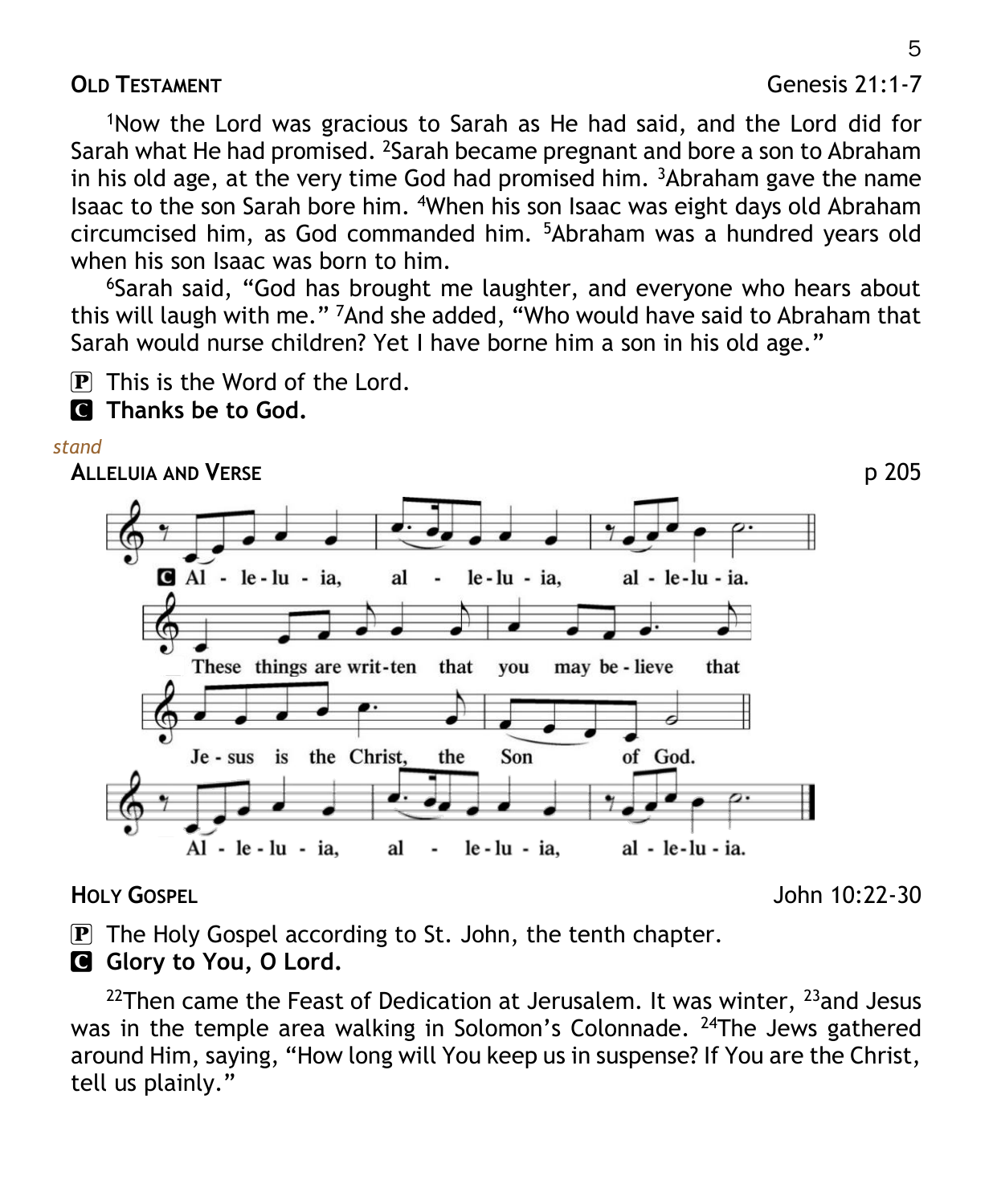**OLD TESTAMENT** Genesis 21:1-7

[1]Now the Lord was gracious to Sarah as He had said, and the Lord did for Sarah what He had promised. [2]Sarah became pregnant and bore a son to Abraham in his old age, at the very time God had promised him. [3]Abraham gave the name Isaac to the son Sarah bore him. [4]When his son Isaac was eight days old Abraham circumcised him, as God commanded him. [5]Abraham was a hundred years old when his son Isaac was born to him.

[6]Sarah said, "God has brought me laughter, and everyone who hears about this will laugh with me." [7]And she added, "Who would have said to Abraham that Sarah would nurse children? Yet I have borne him a son in his old age."

P This is the Word of the Lord.
C **Thanks be to God.**

*stand*

**ALLELUIA AND VERSE** p 205

C Al - le - lu - ia, al - le - lu - ia, al - le - lu - ia.

These things are writ-ten that you may be - lieve that Je - sus is the Christ, the Son of God.

Al - le - lu - ia, al - le - lu - ia, al - le - lu - ia.

**HOLY GOSPEL** John 10:22-30

P The Holy Gospel according to St. John, the tenth chapter.
C **Glory to You, O Lord.**

[22]Then came the Feast of Dedication at Jerusalem. It was winter, [23]and Jesus was in the temple area walking in Solomon's Colonnade. [24]The Jews gathered around Him, saying, "How long will You keep us in suspense? If You are the Christ, tell us plainly."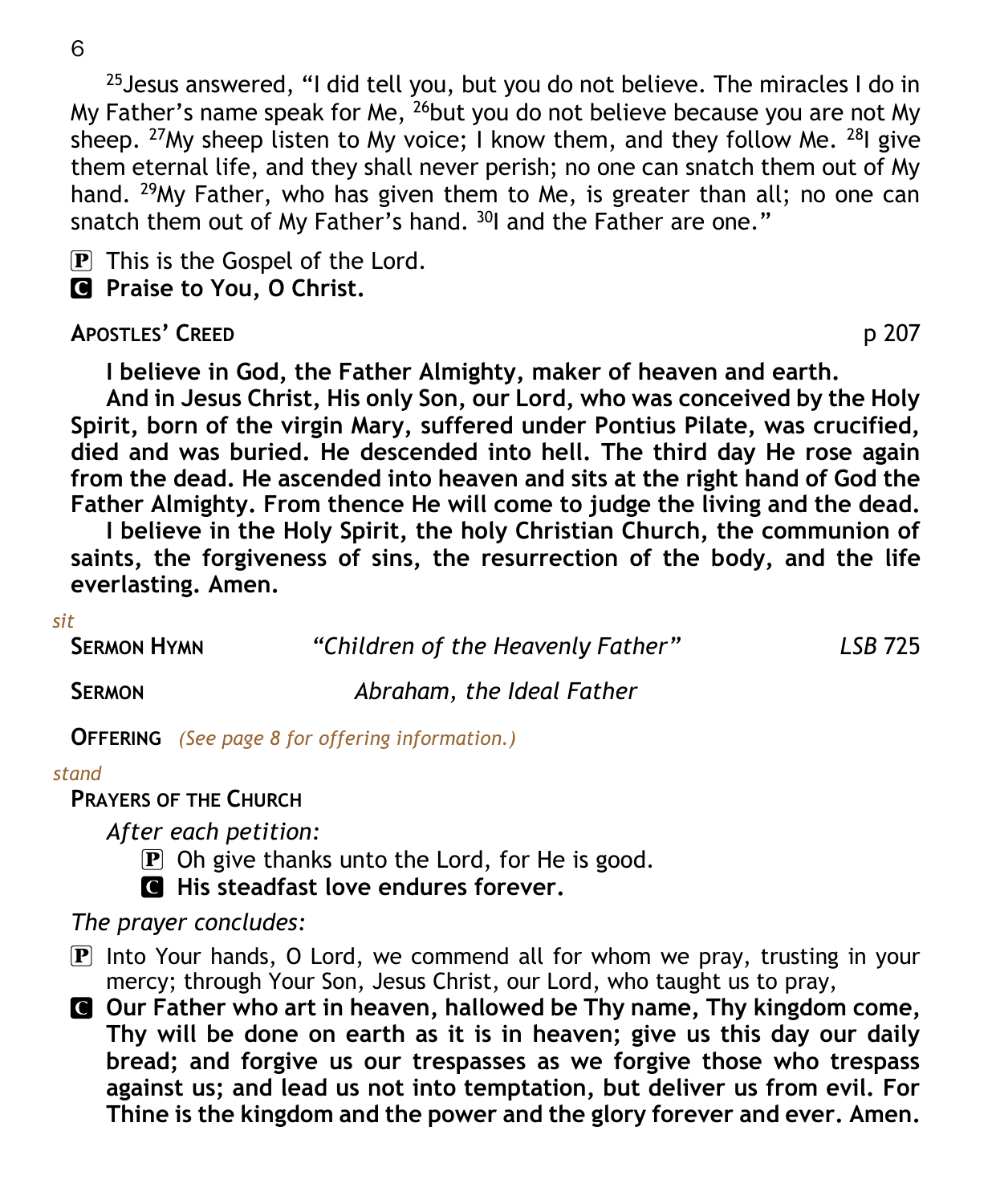[25]Jesus answered, "I did tell you, but you do not believe. The miracles I do in My Father's name speak for Me, [26]but you do not believe because you are not My sheep. [27]My sheep listen to My voice; I know them, and they follow Me. [28]I give them eternal life, and they shall never perish; no one can snatch them out of My hand. [29]My Father, who has given them to Me, is greater than all; no one can snatch them out of My Father's hand. [30]I and the Father are one."

P This is the Gospel of the Lord.
C **Praise to You, O Christ.**

**APOSTLES' CREED** p 207

**I believe in God, the Father Almighty, maker of heaven and earth.**

**And in Jesus Christ, His only Son, our Lord, who was conceived by the Holy Spirit, born of the virgin Mary, suffered under Pontius Pilate, was crucified, died and was buried. He descended into hell. The third day He rose again from the dead. He ascended into heaven and sits at the right hand of God the Father Almighty. From thence He will come to judge the living and the dead.**

**I believe in the Holy Spirit, the holy Christian Church, the communion of saints, the forgiveness of sins, the resurrection of the body, and the life everlasting. Amen.**

*sit*

**SERMON HYMN** *"Children of the Heavenly Father"* *LSB* 725

**SERMON** *Abraham, the Ideal Father*

**OFFERING** *(See page 8 for offering information.)*

*stand*

**PRAYERS OF THE CHURCH**

*After each petition:*

P Oh give thanks unto the Lord, for He is good.
C **His steadfast love endures forever.**

*The prayer concludes:*

P Into Your hands, O Lord, we commend all for whom we pray, trusting in your mercy; through Your Son, Jesus Christ, our Lord, who taught us to pray,

C **Our Father who art in heaven, hallowed be Thy name, Thy kingdom come, Thy will be done on earth as it is in heaven; give us this day our daily bread; and forgive us our trespasses as we forgive those who trespass against us; and lead us not into temptation, but deliver us from evil. For Thine is the kingdom and the power and the glory forever and ever. Amen.**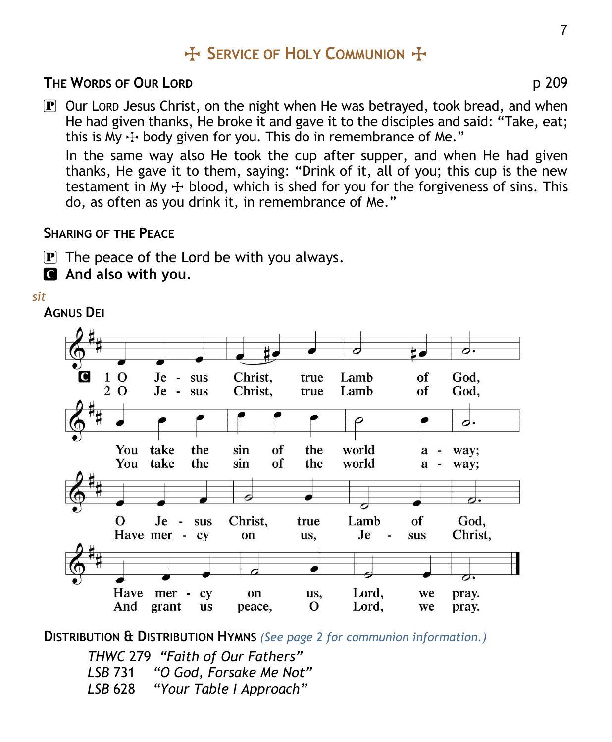# ☩ SERVICE OF HOLY COMMUNION ☩

## THE WORDS OF OUR LORD p 209

🅟 Our LORD Jesus Christ, on the night when He was betrayed, took bread, and when He had given thanks, He broke it and gave it to the disciples and said: "Take, eat; this is My ☩ body given for you. This do in remembrance of Me."

In the same way also He took the cup after supper, and when He had given thanks, He gave it to them, saying: "Drink of it, all of you; this cup is the new testament in My ☩ blood, which is shed for you for the forgiveness of sins. This do, as often as you drink it, in remembrance of Me."

## SHARING OF THE PEACE

🅟 The peace of the Lord be with you always.

🅒 **And also with you.**

*sit*

## AGNUS DEI

🅒
1 O Jesus Christ, true Lamb of God,
You take the sin of the world away;
O Jesus Christ, true Lamb of God,
Have mercy on us, Lord, we pray.

2 O Jesus Christ, true Lamb of God,
You take the sin of the world away;
Have mercy on us, Jesus Christ,
And grant us peace, O Lord, we pray.

## DISTRIBUTION & DISTRIBUTION HYMNS *(See page 2 for communion information.)*

*THWC* 279 *"Faith of Our Fathers"*
*LSB* 731 *"O God, Forsake Me Not"*
*LSB* 628 *"Your Table I Approach"*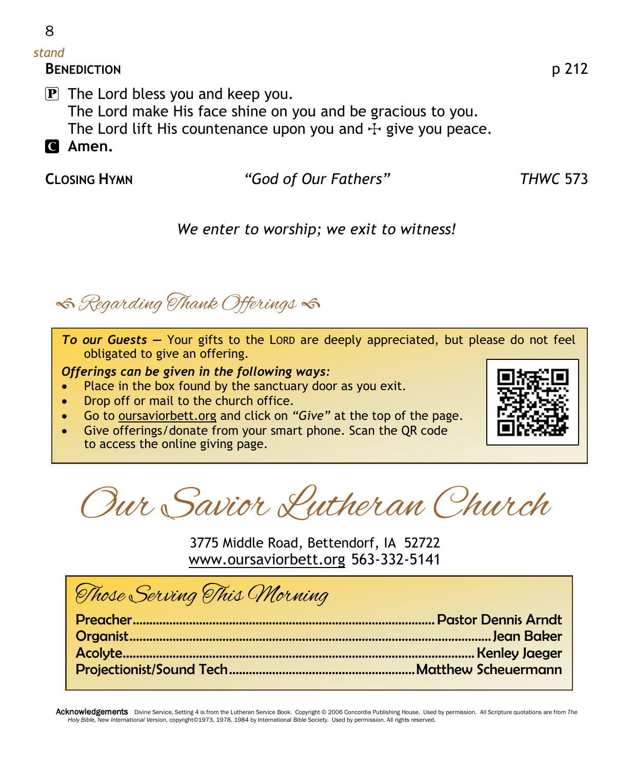*stand*

**BENEDICTION** p 212

P The Lord bless you and keep you.
The Lord make His face shine on you and be gracious to you.
The Lord lift His countenance upon you and ☩ give you peace.

C **Amen.**

**CLOSING HYMN** *"God of Our Fathers"* *THWC* 573

*We enter to worship; we exit to witness!*

## Regarding Thank Offerings

***To our Guests*** — Your gifts to the LORD are deeply appreciated, but please do not feel obligated to give an offering.

***Offerings can be given in the following ways:***

- Place in the box found by the sanctuary door as you exit.
- Drop off or mail to the church office.
- Go to oursaviorbett.org and click on *"Give"* at the top of the page.
- Give offerings/donate from your smart phone. Scan the QR code to access the online giving page.

# Our Savior Lutheran Church

3775 Middle Road, Bettendorf, IA 52722
www.oursaviorbett.org 563-332-5141

## Those Serving This Morning

**Preacher**........................................ **Pastor Dennis Arndt**
**Organist**........................................ **Jean Baker**
**Acolyte**........................................ **Kenley Jaeger**
**Projectionist/Sound Tech**........................................ **Matthew Scheuermann**

**Acknowledgements** Divine Service, Setting 4 is from the Lutheran Service Book. Copyright © 2006 Concordia Publishing House. Used by permission. All Scripture quotations are from *The Holy Bible, New International Version*, copyright©1973, 1978, 1984 by International Bible Society. Used by permission. All rights reserved.